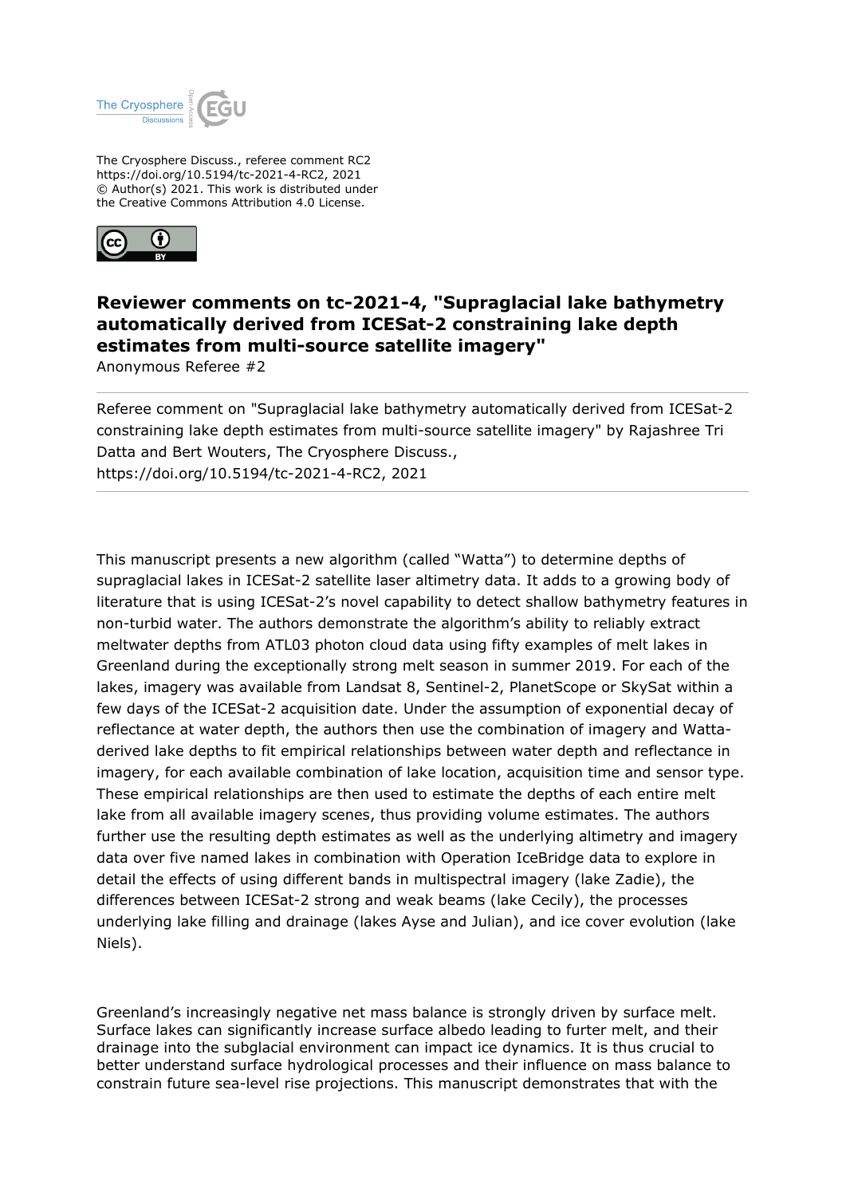The Cryosphere Discuss., referee comment RC2
https://doi.org/10.5194/tc-2021-4-RC2, 2021
© Author(s) 2021. This work is distributed under
the Creative Commons Attribution 4.0 License.

# Reviewer comments on tc-2021-4, "Supraglacial lake bathymetry automatically derived from ICESat-2 constraining lake depth estimates from multi-source satellite imagery"

Anonymous Referee #2

---

Referee comment on "Supraglacial lake bathymetry automatically derived from ICESat-2 constraining lake depth estimates from multi-source satellite imagery" by Rajashree Tri Datta and Bert Wouters, The Cryosphere Discuss., https://doi.org/10.5194/tc-2021-4-RC2, 2021

---

This manuscript presents a new algorithm (called "Watta") to determine depths of supraglacial lakes in ICESat-2 satellite laser altimetry data. It adds to a growing body of literature that is using ICESat-2's novel capability to detect shallow bathymetry features in non-turbid water. The authors demonstrate the algorithm's ability to reliably extract meltwater depths from ATL03 photon cloud data using fifty examples of melt lakes in Greenland during the exceptionally strong melt season in summer 2019. For each of the lakes, imagery was available from Landsat 8, Sentinel-2, PlanetScope or SkySat within a few days of the ICESat-2 acquisition date. Under the assumption of exponential decay of reflectance at water depth, the authors then use the combination of imagery and Watta-derived lake depths to fit empirical relationships between water depth and reflectance in imagery, for each available combination of lake location, acquisition time and sensor type. These empirical relationships are then used to estimate the depths of each entire melt lake from all available imagery scenes, thus providing volume estimates. The authors further use the resulting depth estimates as well as the underlying altimetry and imagery data over five named lakes in combination with Operation IceBridge data to explore in detail the effects of using different bands in multispectral imagery (lake Zadie), the differences between ICESat-2 strong and weak beams (lake Cecily), the processes underlying lake filling and drainage (lakes Ayse and Julian), and ice cover evolution (lake Niels).

Greenland's increasingly negative net mass balance is strongly driven by surface melt. Surface lakes can significantly increase surface albedo leading to furter melt, and their drainage into the subglacial environment can impact ice dynamics. It is thus crucial to better understand surface hydrological processes and their influence on mass balance to constrain future sea-level rise projections. This manuscript demonstrates that with the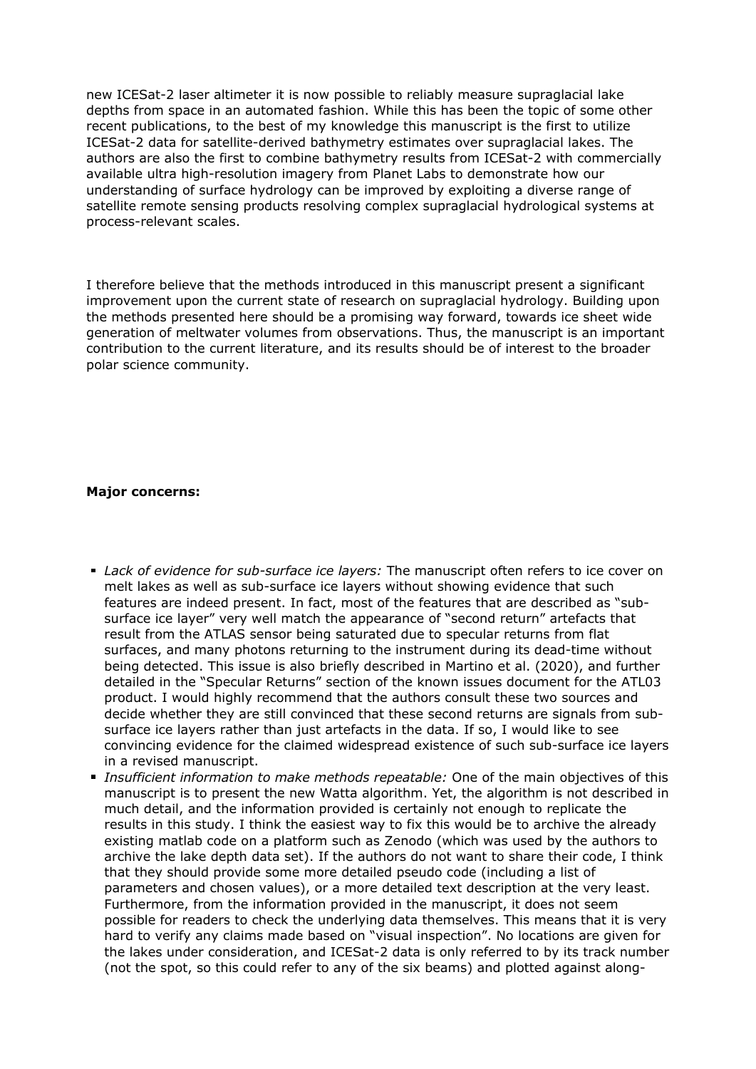new ICESat-2 laser altimeter it is now possible to reliably measure supraglacial lake depths from space in an automated fashion. While this has been the topic of some other recent publications, to the best of my knowledge this manuscript is the first to utilize ICESat-2 data for satellite-derived bathymetry estimates over supraglacial lakes. The authors are also the first to combine bathymetry results from ICESat-2 with commercially available ultra high-resolution imagery from Planet Labs to demonstrate how our understanding of surface hydrology can be improved by exploiting a diverse range of satellite remote sensing products resolving complex supraglacial hydrological systems at process-relevant scales.

I therefore believe that the methods introduced in this manuscript present a significant improvement upon the current state of research on supraglacial hydrology. Building upon the methods presented here should be a promising way forward, towards ice sheet wide generation of meltwater volumes from observations. Thus, the manuscript is an important contribution to the current literature, and its results should be of interest to the broader polar science community.

**Major concerns:**

- *Lack of evidence for sub-surface ice layers:* The manuscript often refers to ice cover on melt lakes as well as sub-surface ice layers without showing evidence that such features are indeed present. In fact, most of the features that are described as "sub-surface ice layer" very well match the appearance of "second return" artefacts that result from the ATLAS sensor being saturated due to specular returns from flat surfaces, and many photons returning to the instrument during its dead-time without being detected. This issue is also briefly described in Martino et al. (2020), and further detailed in the "Specular Returns" section of the known issues document for the ATL03 product. I would highly recommend that the authors consult these two sources and decide whether they are still convinced that these second returns are signals from sub-surface ice layers rather than just artefacts in the data. If so, I would like to see convincing evidence for the claimed widespread existence of such sub-surface ice layers in a revised manuscript.
- *Insufficient information to make methods repeatable:* One of the main objectives of this manuscript is to present the new Watta algorithm. Yet, the algorithm is not described in much detail, and the information provided is certainly not enough to replicate the results in this study. I think the easiest way to fix this would be to archive the already existing matlab code on a platform such as Zenodo (which was used by the authors to archive the lake depth data set). If the authors do not want to share their code, I think that they should provide some more detailed pseudo code (including a list of parameters and chosen values), or a more detailed text description at the very least. Furthermore, from the information provided in the manuscript, it does not seem possible for readers to check the underlying data themselves. This means that it is very hard to verify any claims made based on "visual inspection". No locations are given for the lakes under consideration, and ICESat-2 data is only referred to by its track number (not the spot, so this could refer to any of the six beams) and plotted against along-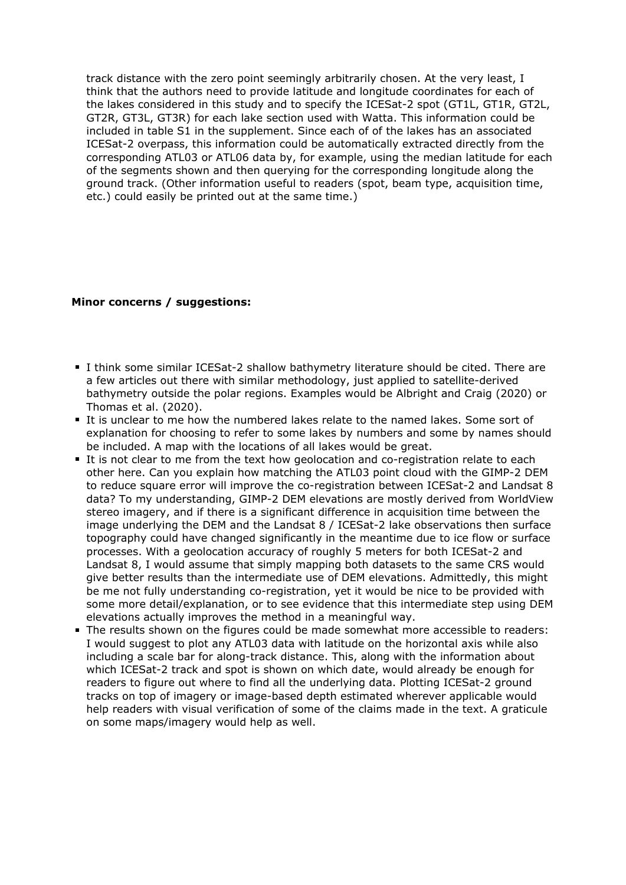track distance with the zero point seemingly arbitrarily chosen. At the very least, I think that the authors need to provide latitude and longitude coordinates for each of the lakes considered in this study and to specify the ICESat-2 spot (GT1L, GT1R, GT2L, GT2R, GT3L, GT3R) for each lake section used with Watta. This information could be included in table S1 in the supplement. Since each of of the lakes has an associated ICESat-2 overpass, this information could be automatically extracted directly from the corresponding ATL03 or ATL06 data by, for example, using the median latitude for each of the segments shown and then querying for the corresponding longitude along the ground track. (Other information useful to readers (spot, beam type, acquisition time, etc.) could easily be printed out at the same time.)

**Minor concerns / suggestions:**

- I think some similar ICESat-2 shallow bathymetry literature should be cited. There are a few articles out there with similar methodology, just applied to satellite-derived bathymetry outside the polar regions. Examples would be Albright and Craig (2020) or Thomas et al. (2020).
- It is unclear to me how the numbered lakes relate to the named lakes. Some sort of explanation for choosing to refer to some lakes by numbers and some by names should be included. A map with the locations of all lakes would be great.
- It is not clear to me from the text how geolocation and co-registration relate to each other here. Can you explain how matching the ATL03 point cloud with the GIMP-2 DEM to reduce square error will improve the co-registration between ICESat-2 and Landsat 8 data? To my understanding, GIMP-2 DEM elevations are mostly derived from WorldView stereo imagery, and if there is a significant difference in acquisition time between the image underlying the DEM and the Landsat 8 / ICESat-2 lake observations then surface topography could have changed significantly in the meantime due to ice flow or surface processes. With a geolocation accuracy of roughly 5 meters for both ICESat-2 and Landsat 8, I would assume that simply mapping both datasets to the same CRS would give better results than the intermediate use of DEM elevations. Admittedly, this might be me not fully understanding co-registration, yet it would be nice to be provided with some more detail/explanation, or to see evidence that this intermediate step using DEM elevations actually improves the method in a meaningful way.
- The results shown on the figures could be made somewhat more accessible to readers: I would suggest to plot any ATL03 data with latitude on the horizontal axis while also including a scale bar for along-track distance. This, along with the information about which ICESat-2 track and spot is shown on which date, would already be enough for readers to figure out where to find all the underlying data. Plotting ICESat-2 ground tracks on top of imagery or image-based depth estimated wherever applicable would help readers with visual verification of some of the claims made in the text. A graticule on some maps/imagery would help as well.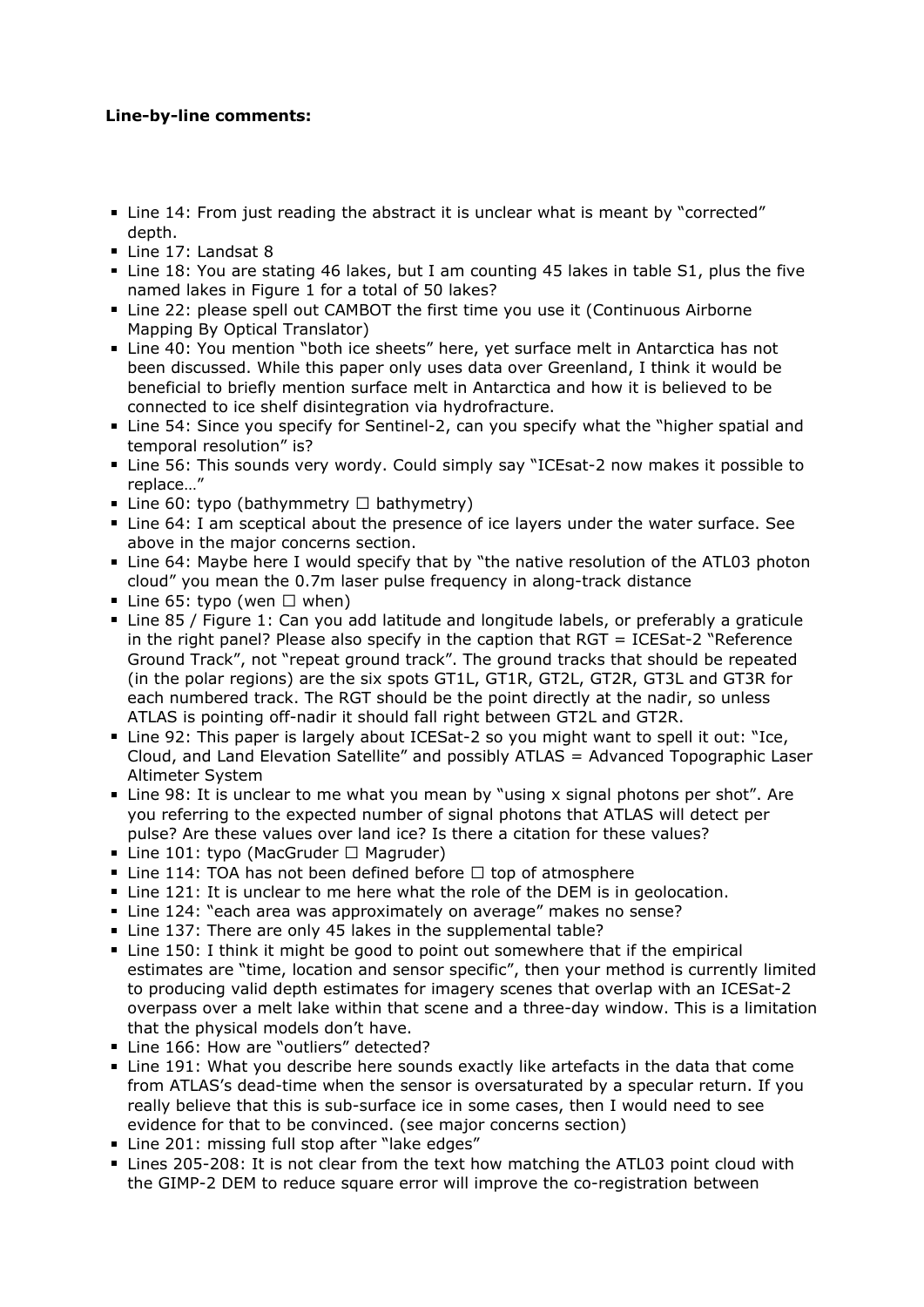**Line-by-line comments:**

- Line 14: From just reading the abstract it is unclear what is meant by "corrected" depth.
- Line 17: Landsat 8
- Line 18: You are stating 46 lakes, but I am counting 45 lakes in table S1, plus the five named lakes in Figure 1 for a total of 50 lakes?
- Line 22: please spell out CAMBOT the first time you use it (Continuous Airborne Mapping By Optical Translator)
- Line 40: You mention "both ice sheets" here, yet surface melt in Antarctica has not been discussed. While this paper only uses data over Greenland, I think it would be beneficial to briefly mention surface melt in Antarctica and how it is believed to be connected to ice shelf disintegration via hydrofracture.
- Line 54: Since you specify for Sentinel-2, can you specify what the "higher spatial and temporal resolution" is?
- Line 56: This sounds very wordy. Could simply say "ICEsat-2 now makes it possible to replace…"
- Line 60: typo (bathymmetry □ bathymetry)
- Line 64: I am sceptical about the presence of ice layers under the water surface. See above in the major concerns section.
- Line 64: Maybe here I would specify that by "the native resolution of the ATL03 photon cloud" you mean the 0.7m laser pulse frequency in along-track distance
- Line 65: typo (wen □ when)
- Line 85 / Figure 1: Can you add latitude and longitude labels, or preferably a graticule in the right panel? Please also specify in the caption that RGT = ICESat-2 "Reference Ground Track", not "repeat ground track". The ground tracks that should be repeated (in the polar regions) are the six spots GT1L, GT1R, GT2L, GT2R, GT3L and GT3R for each numbered track. The RGT should be the point directly at the nadir, so unless ATLAS is pointing off-nadir it should fall right between GT2L and GT2R.
- Line 92: This paper is largely about ICESat-2 so you might want to spell it out: "Ice, Cloud, and Land Elevation Satellite" and possibly ATLAS = Advanced Topographic Laser Altimeter System
- Line 98: It is unclear to me what you mean by "using x signal photons per shot". Are you referring to the expected number of signal photons that ATLAS will detect per pulse? Are these values over land ice? Is there a citation for these values?
- Line 101: typo (MacGruder □ Magruder)
- Line 114: TOA has not been defined before □ top of atmosphere
- Line 121: It is unclear to me here what the role of the DEM is in geolocation.
- Line 124: "each area was approximately on average" makes no sense?
- Line 137: There are only 45 lakes in the supplemental table?
- Line 150: I think it might be good to point out somewhere that if the empirical estimates are "time, location and sensor specific", then your method is currently limited to producing valid depth estimates for imagery scenes that overlap with an ICESat-2 overpass over a melt lake within that scene and a three-day window. This is a limitation that the physical models don't have.
- Line 166: How are "outliers" detected?
- Line 191: What you describe here sounds exactly like artefacts in the data that come from ATLAS's dead-time when the sensor is oversaturated by a specular return. If you really believe that this is sub-surface ice in some cases, then I would need to see evidence for that to be convinced. (see major concerns section)
- Line 201: missing full stop after "lake edges"
- Lines 205-208: It is not clear from the text how matching the ATL03 point cloud with the GIMP-2 DEM to reduce square error will improve the co-registration between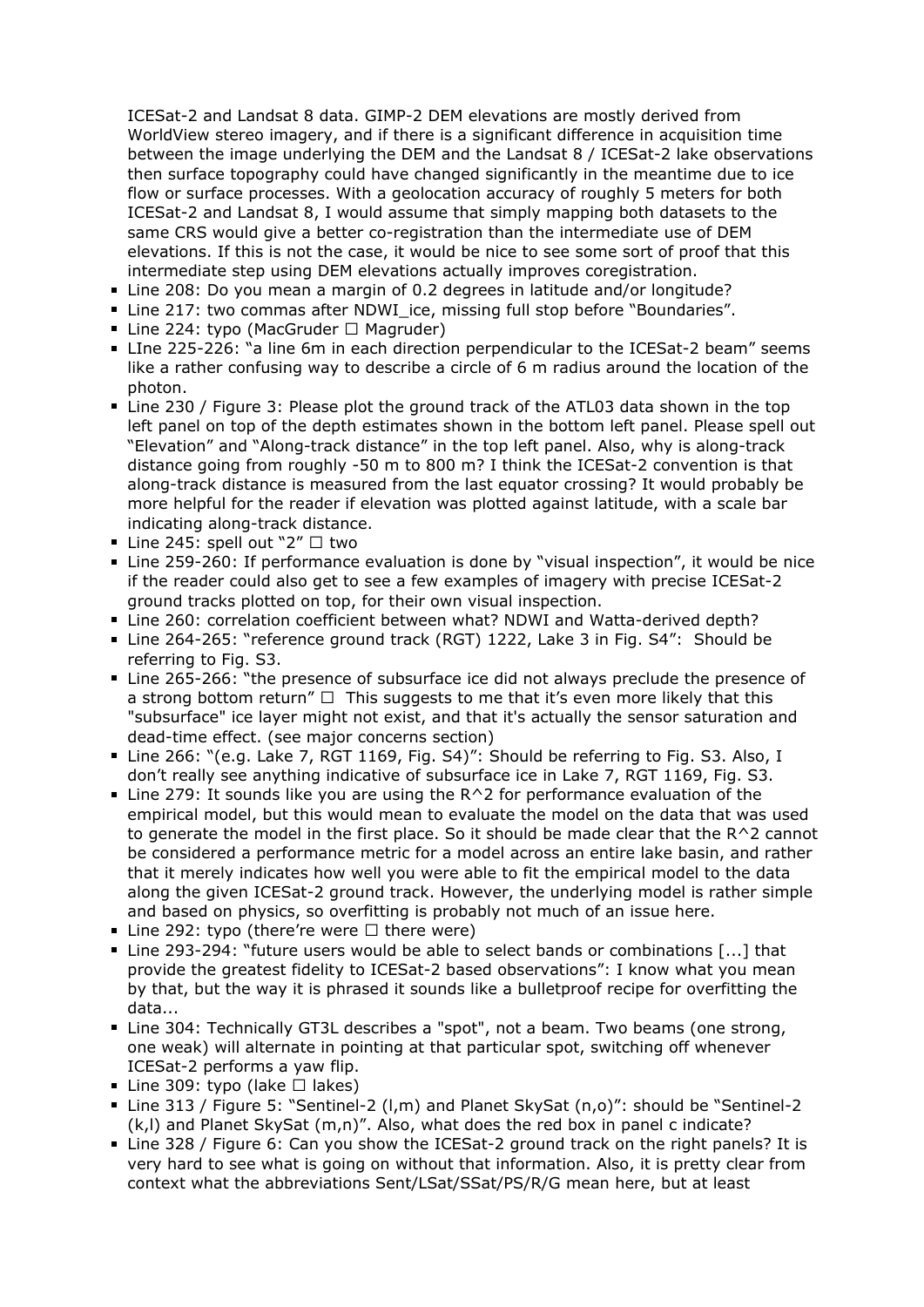ICESat-2 and Landsat 8 data. GIMP-2 DEM elevations are mostly derived from WorldView stereo imagery, and if there is a significant difference in acquisition time between the image underlying the DEM and the Landsat 8 / ICESat-2 lake observations then surface topography could have changed significantly in the meantime due to ice flow or surface processes. With a geolocation accuracy of roughly 5 meters for both ICESat-2 and Landsat 8, I would assume that simply mapping both datasets to the same CRS would give a better co-registration than the intermediate use of DEM elevations. If this is not the case, it would be nice to see some sort of proof that this intermediate step using DEM elevations actually improves coregistration.

- Line 208: Do you mean a margin of 0.2 degrees in latitude and/or longitude?
- Line 217: two commas after NDWI_ice, missing full stop before "Boundaries".
- Line 224: typo (MacGruder □ Magruder)
- LIne 225-226: "a line 6m in each direction perpendicular to the ICESat-2 beam" seems like a rather confusing way to describe a circle of 6 m radius around the location of the photon.
- Line 230 / Figure 3: Please plot the ground track of the ATL03 data shown in the top left panel on top of the depth estimates shown in the bottom left panel. Please spell out "Elevation" and "Along-track distance" in the top left panel. Also, why is along-track distance going from roughly -50 m to 800 m? I think the ICESat-2 convention is that along-track distance is measured from the last equator crossing? It would probably be more helpful for the reader if elevation was plotted against latitude, with a scale bar indicating along-track distance.
- Line 245: spell out "2" □ two
- Line 259-260: If performance evaluation is done by "visual inspection", it would be nice if the reader could also get to see a few examples of imagery with precise ICESat-2 ground tracks plotted on top, for their own visual inspection.
- Line 260: correlation coefficient between what? NDWI and Watta-derived depth?
- Line 264-265: "reference ground track (RGT) 1222, Lake 3 in Fig. S4": Should be referring to Fig. S3.
- Line 265-266: "the presence of subsurface ice did not always preclude the presence of a strong bottom return" □ This suggests to me that it's even more likely that this "subsurface" ice layer might not exist, and that it's actually the sensor saturation and dead-time effect. (see major concerns section)
- Line 266: "(e.g. Lake 7, RGT 1169, Fig. S4)": Should be referring to Fig. S3. Also, I don't really see anything indicative of subsurface ice in Lake 7, RGT 1169, Fig. S3.
- Line 279: It sounds like you are using the $R^2$ for performance evaluation of the empirical model, but this would mean to evaluate the model on the data that was used to generate the model in the first place. So it should be made clear that the $R^2$ cannot be considered a performance metric for a model across an entire lake basin, and rather that it merely indicates how well you were able to fit the empirical model to the data along the given ICESat-2 ground track. However, the underlying model is rather simple and based on physics, so overfitting is probably not much of an issue here.
- Line 292: typo (there're were □ there were)
- Line 293-294: "future users would be able to select bands or combinations [...] that provide the greatest fidelity to ICESat-2 based observations": I know what you mean by that, but the way it is phrased it sounds like a bulletproof recipe for overfitting the data...
- Line 304: Technically GT3L describes a "spot", not a beam. Two beams (one strong, one weak) will alternate in pointing at that particular spot, switching off whenever ICESat-2 performs a yaw flip.
- Line 309: typo (lake □ lakes)
- Line 313 / Figure 5: "Sentinel-2 (l,m) and Planet SkySat (n,o)": should be "Sentinel-2 (k,l) and Planet SkySat (m,n)". Also, what does the red box in panel c indicate?
- Line 328 / Figure 6: Can you show the ICESat-2 ground track on the right panels? It is very hard to see what is going on without that information. Also, it is pretty clear from context what the abbreviations Sent/LSat/SSat/PS/R/G mean here, but at least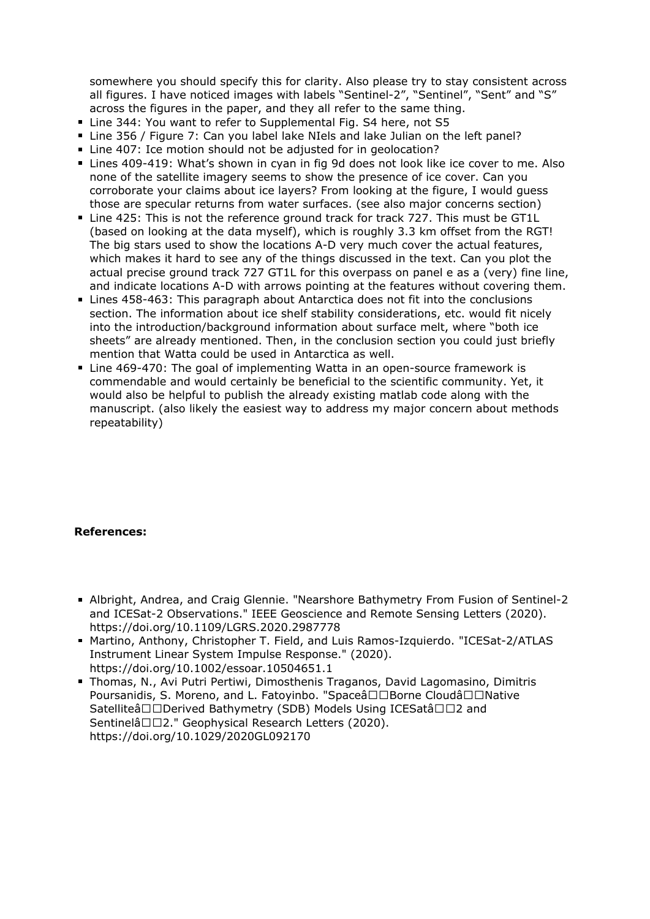somewhere you should specify this for clarity. Also please try to stay consistent across all figures. I have noticed images with labels "Sentinel-2", "Sentinel", "Sent" and "S" across the figures in the paper, and they all refer to the same thing.

- Line 344: You want to refer to Supplemental Fig. S4 here, not S5
- Line 356 / Figure 7: Can you label lake NIels and lake Julian on the left panel?
- Line 407: Ice motion should not be adjusted for in geolocation?
- Lines 409-419: What's shown in cyan in fig 9d does not look like ice cover to me. Also none of the satellite imagery seems to show the presence of ice cover. Can you corroborate your claims about ice layers? From looking at the figure, I would guess those are specular returns from water surfaces. (see also major concerns section)
- Line 425: This is not the reference ground track for track 727. This must be GT1L (based on looking at the data myself), which is roughly 3.3 km offset from the RGT! The big stars used to show the locations A-D very much cover the actual features, which makes it hard to see any of the things discussed in the text. Can you plot the actual precise ground track 727 GT1L for this overpass on panel e as a (very) fine line, and indicate locations A-D with arrows pointing at the features without covering them.
- Lines 458-463: This paragraph about Antarctica does not fit into the conclusions section. The information about ice shelf stability considerations, etc. would fit nicely into the introduction/background information about surface melt, where "both ice sheets" are already mentioned. Then, in the conclusion section you could just briefly mention that Watta could be used in Antarctica as well.
- Line 469-470: The goal of implementing Watta in an open-source framework is commendable and would certainly be beneficial to the scientific community. Yet, it would also be helpful to publish the already existing matlab code along with the manuscript. (also likely the easiest way to address my major concern about methods repeatability)

**References:**

- Albright, Andrea, and Craig Glennie. "Nearshore Bathymetry From Fusion of Sentinel-2 and ICESat-2 Observations." IEEE Geoscience and Remote Sensing Letters (2020). https://doi.org/10.1109/LGRS.2020.2987778
- Martino, Anthony, Christopher T. Field, and Luis Ramos-Izquierdo. "ICESat-2/ATLAS Instrument Linear System Impulse Response." (2020). https://doi.org/10.1002/essoar.10504651.1
- Thomas, N., Avi Putri Pertiwi, Dimosthenis Traganos, David Lagomasino, Dimitris Poursanidis, S. Moreno, and L. Fatoyinbo. "Spaceâ□□Borne Cloudâ□□Native Satelliteâ□□Derived Bathymetry (SDB) Models Using ICESatâ□□2 and Sentinelâ□□2." Geophysical Research Letters (2020). https://doi.org/10.1029/2020GL092170